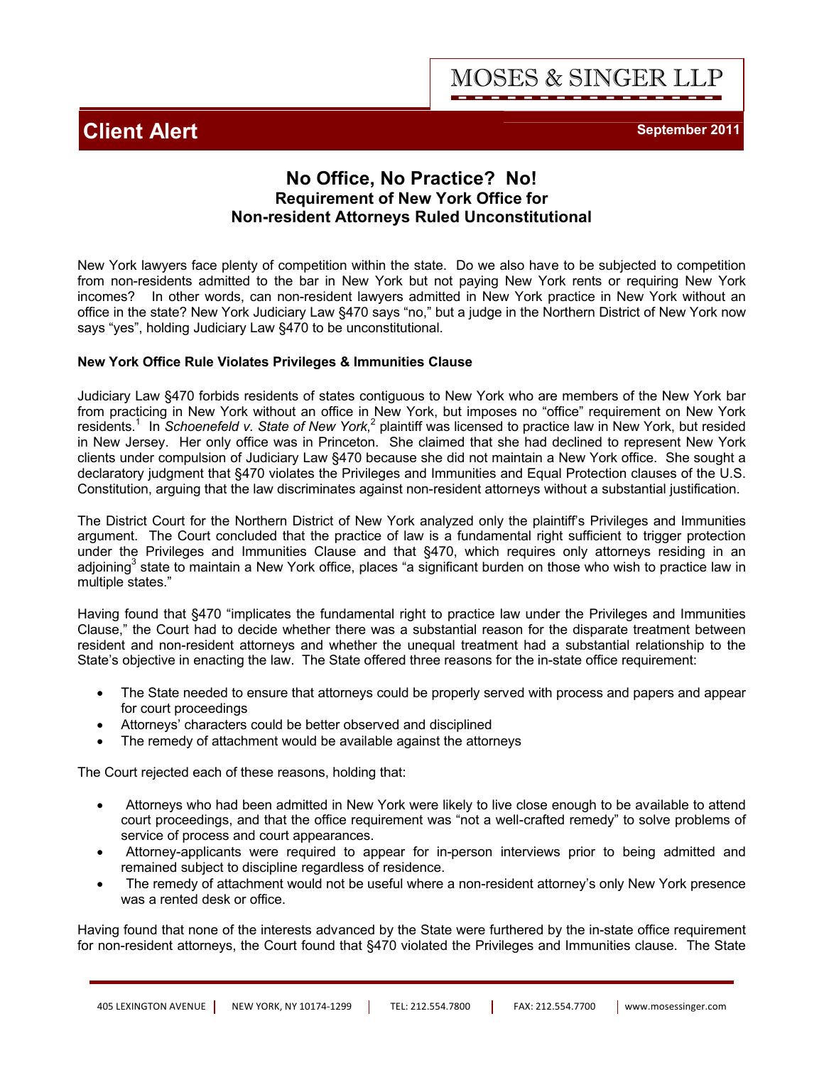MOSES & SINGER LLP

# Client Alert

September 2011

## No Office, No Practice? No!
### Requirement of New York Office for Non-resident Attorneys Ruled Unconstitutional

New York lawyers face plenty of competition within the state. Do we also have to be subjected to competition from non-residents admitted to the bar in New York but not paying New York rents or requiring New York incomes? In other words, can non-resident lawyers admitted in New York practice in New York without an office in the state? New York Judiciary Law §470 says "no," but a judge in the Northern District of New York now says "yes", holding Judiciary Law §470 to be unconstitutional.

**New York Office Rule Violates Privileges & Immunities Clause**

Judiciary Law §470 forbids residents of states contiguous to New York who are members of the New York bar from practicing in New York without an office in New York, but imposes no "office" requirement on New York residents.[1] In *Schoenefeld v. State of New York*,[2] plaintiff was licensed to practice law in New York, but resided in New Jersey. Her only office was in Princeton. She claimed that she had declined to represent New York clients under compulsion of Judiciary Law §470 because she did not maintain a New York office. She sought a declaratory judgment that §470 violates the Privileges and Immunities and Equal Protection clauses of the U.S. Constitution, arguing that the law discriminates against non-resident attorneys without a substantial justification.

The District Court for the Northern District of New York analyzed only the plaintiff's Privileges and Immunities argument. The Court concluded that the practice of law is a fundamental right sufficient to trigger protection under the Privileges and Immunities Clause and that §470, which requires only attorneys residing in an adjoining[3] state to maintain a New York office, places "a significant burden on those who wish to practice law in multiple states."

Having found that §470 "implicates the fundamental right to practice law under the Privileges and Immunities Clause," the Court had to decide whether there was a substantial reason for the disparate treatment between resident and non-resident attorneys and whether the unequal treatment had a substantial relationship to the State's objective in enacting the law. The State offered three reasons for the in-state office requirement:

- The State needed to ensure that attorneys could be properly served with process and papers and appear for court proceedings
- Attorneys' characters could be better observed and disciplined
- The remedy of attachment would be available against the attorneys

The Court rejected each of these reasons, holding that:

- Attorneys who had been admitted in New York were likely to live close enough to be available to attend court proceedings, and that the office requirement was "not a well-crafted remedy" to solve problems of service of process and court appearances.
- Attorney-applicants were required to appear for in-person interviews prior to being admitted and remained subject to discipline regardless of residence.
- The remedy of attachment would not be useful where a non-resident attorney's only New York presence was a rented desk or office.

Having found that none of the interests advanced by the State were furthered by the in-state office requirement for non-resident attorneys, the Court found that §470 violated the Privileges and Immunities clause. The State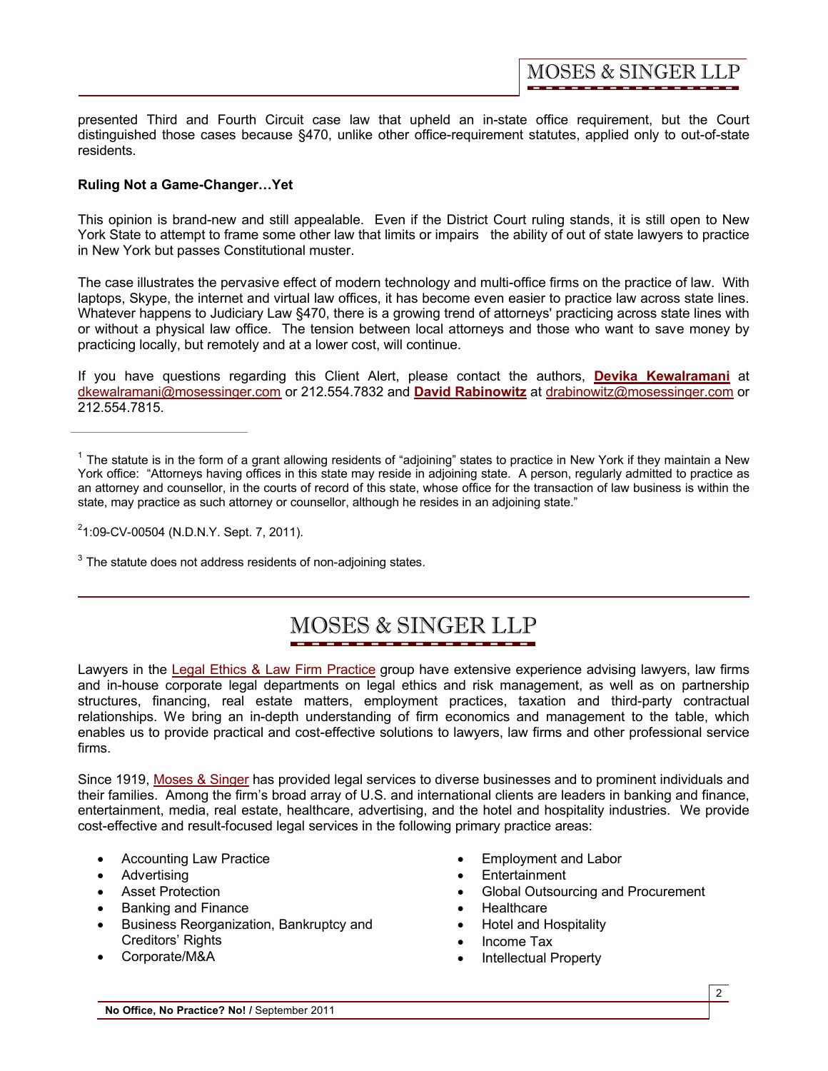presented Third and Fourth Circuit case law that upheld an in-state office requirement, but the Court distinguished those cases because §470, unlike other office-requirement statutes, applied only to out-of-state residents.

**Ruling Not a Game-Changer…Yet**

This opinion is brand-new and still appealable. Even if the District Court ruling stands, it is still open to New York State to attempt to frame some other law that limits or impairs the ability of out of state lawyers to practice in New York but passes Constitutional muster.

The case illustrates the pervasive effect of modern technology and multi-office firms on the practice of law. With laptops, Skype, the internet and virtual law offices, it has become even easier to practice law across state lines. Whatever happens to Judiciary Law §470, there is a growing trend of attorneys' practicing across state lines with or without a physical law office. The tension between local attorneys and those who want to save money by practicing locally, but remotely and at a lower cost, will continue.

If you have questions regarding this Client Alert, please contact the authors, **Devika Kewalramani** at dkewalramani@mosessinger.com or 212.554.7832 and **David Rabinowitz** at drabinowitz@mosessinger.com or 212.554.7815.

---

[1] The statute is in the form of a grant allowing residents of "adjoining" states to practice in New York if they maintain a New York office: "Attorneys having offices in this state may reside in adjoining state. A person, regularly admitted to practice as an attorney and counsellor, in the courts of record of this state, whose office for the transaction of law business is within the state, may practice as such attorney or counsellor, although he resides in an adjoining state."

[2] 1:09-CV-00504 (N.D.N.Y. Sept. 7, 2011).

[3] The statute does not address residents of non-adjoining states.

---

MOSES & SINGER LLP

Lawyers in the Legal Ethics & Law Firm Practice group have extensive experience advising lawyers, law firms and in-house corporate legal departments on legal ethics and risk management, as well as on partnership structures, financing, real estate matters, employment practices, taxation and third-party contractual relationships. We bring an in-depth understanding of firm economics and management to the table, which enables us to provide practical and cost-effective solutions to lawyers, law firms and other professional service firms.

Since 1919, Moses & Singer has provided legal services to diverse businesses and to prominent individuals and their families. Among the firm's broad array of U.S. and international clients are leaders in banking and finance, entertainment, media, real estate, healthcare, advertising, and the hotel and hospitality industries. We provide cost-effective and result-focused legal services in the following primary practice areas:

- Accounting Law Practice
- Advertising
- Asset Protection
- Banking and Finance
- Business Reorganization, Bankruptcy and Creditors' Rights
- Corporate/M&A
- Employment and Labor
- Entertainment
- Global Outsourcing and Procurement
- Healthcare
- Hotel and Hospitality
- Income Tax
- Intellectual Property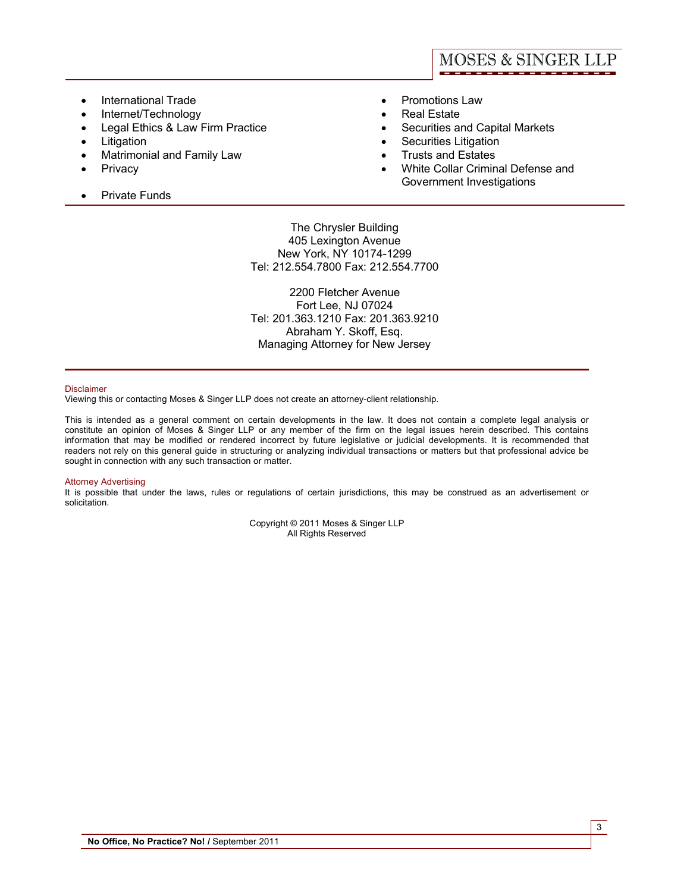- International Trade
- Internet/Technology
- Legal Ethics & Law Firm Practice
- Litigation
- Matrimonial and Family Law
- Privacy
- Private Funds
- Promotions Law
- Real Estate
- Securities and Capital Markets
- Securities Litigation
- Trusts and Estates
- White Collar Criminal Defense and Government Investigations

The Chrysler Building
405 Lexington Avenue
New York, NY 10174-1299
Tel: 212.554.7800 Fax: 212.554.7700

2200 Fletcher Avenue
Fort Lee, NJ 07024
Tel: 201.363.1210 Fax: 201.363.9210
Abraham Y. Skoff, Esq.
Managing Attorney for New Jersey

Disclaimer

Viewing this or contacting Moses & Singer LLP does not create an attorney-client relationship.

This is intended as a general comment on certain developments in the law. It does not contain a complete legal analysis or constitute an opinion of Moses & Singer LLP or any member of the firm on the legal issues herein described. This contains information that may be modified or rendered incorrect by future legislative or judicial developments. It is recommended that readers not rely on this general guide in structuring or analyzing individual transactions or matters but that professional advice be sought in connection with any such transaction or matter.

Attorney Advertising

It is possible that under the laws, rules or regulations of certain jurisdictions, this may be construed as an advertisement or solicitation.

Copyright © 2011 Moses & Singer LLP
All Rights Reserved